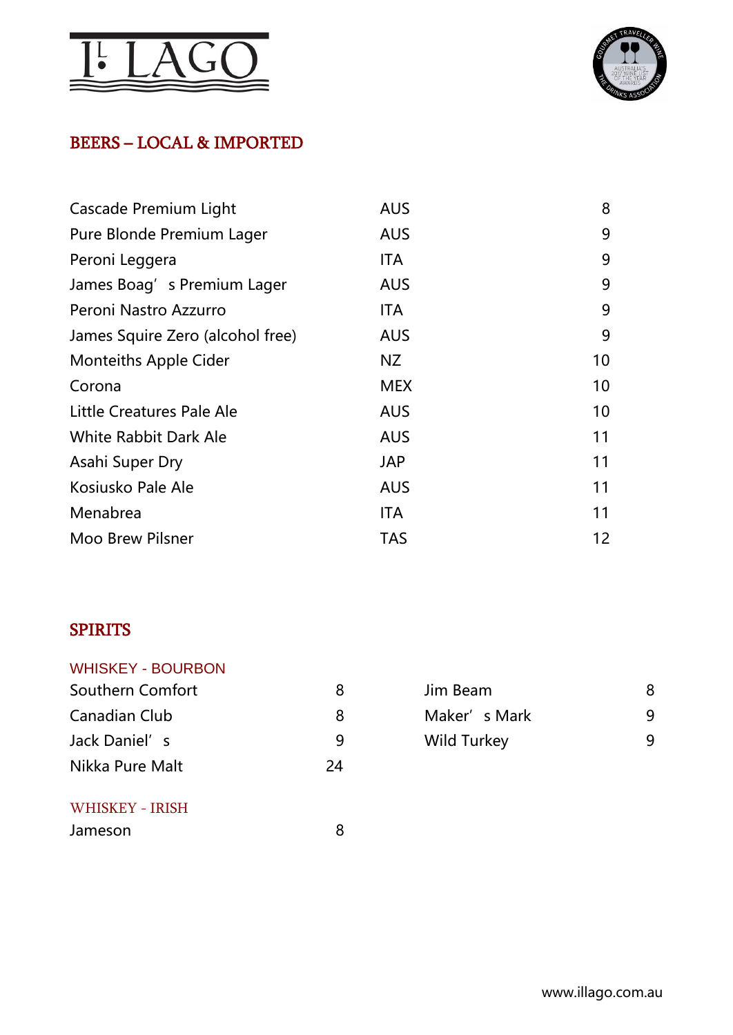# IL LAGO

## BEERS – LOCAL & IMPORTED

| | | |
|---|---|---|
| Cascade Premium Light | AUS | 8 |
| Pure Blonde Premium Lager | AUS | 9 |
| Peroni Leggera | ITA | 9 |
| James Boag's Premium Lager | AUS | 9 |
| Peroni Nastro Azzurro | ITA | 9 |
| James Squire Zero (alcohol free) | AUS | 9 |
| Monteiths Apple Cider | NZ | 10 |
| Corona | MEX | 10 |
| Little Creatures Pale Ale | AUS | 10 |
| White Rabbit Dark Ale | AUS | 11 |
| Asahi Super Dry | JAP | 11 |
| Kosiusko Pale Ale | AUS | 11 |
| Menabrea | ITA | 11 |
| Moo Brew Pilsner | TAS | 12 |

## SPIRITS

### WHISKEY - BOURBON

| | |
|---|---|
| Southern Comfort | 8 |
| Canadian Club | 8 |
| Jack Daniel's | 9 |
| Nikka Pure Malt | 24 |
| Jim Beam | 8 |
| Maker's Mark | 9 |
| Wild Turkey | 9 |

### WHISKEY - IRISH

| | |
|---|---|
| Jameson | 8 |

www.illago.com.au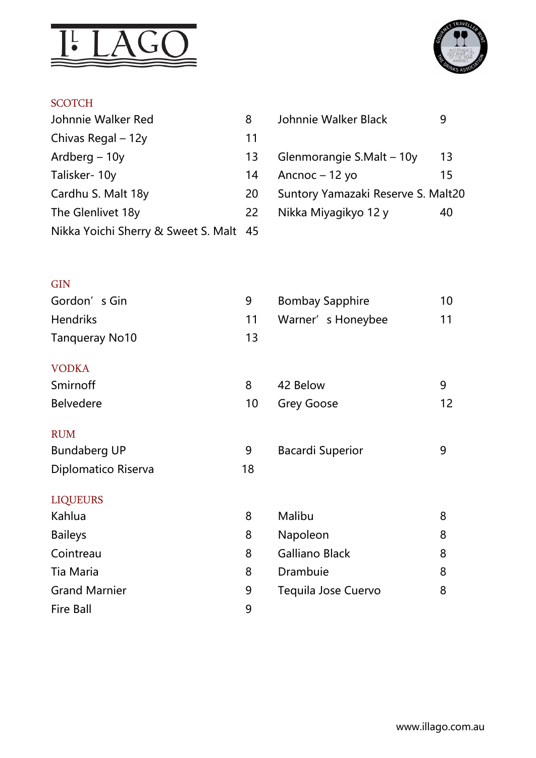# IL LAGO

## SCOTCH

| | | | |
|---|---|---|---|
| Johnnie Walker Red | 8 | Johnnie Walker Black | 9 |
| Chivas Regal – 12y | 11 | | |
| Ardberg – 10y | 13 | Glenmorangie S.Malt – 10y | 13 |
| Talisker- 10y | 14 | Ancnoc – 12 yo | 15 |
| Cardhu S. Malt 18y | 20 | Suntory Yamazaki Reserve S. Malt | 20 |
| The Glenlivet 18y | 22 | Nikka Miyagikyo 12 y | 40 |
| Nikka Yoichi Sherry & Sweet S. Malt | 45 | | |

## GIN

| | | | |
|---|---|---|---|
| Gordon's Gin | 9 | Bombay Sapphire | 10 |
| Hendriks | 11 | Warner's Honeybee | 11 |
| Tanqueray No10 | 13 | | |

## VODKA

| | | | |
|---|---|---|---|
| Smirnoff | 8 | 42 Below | 9 |
| Belvedere | 10 | Grey Goose | 12 |

## RUM

| | | | |
|---|---|---|---|
| Bundaberg UP | 9 | Bacardi Superior | 9 |
| Diplomatico Riserva | 18 | | |

## LIQUEURS

| | | | |
|---|---|---|---|
| Kahlua | 8 | Malibu | 8 |
| Baileys | 8 | Napoleon | 8 |
| Cointreau | 8 | Galliano Black | 8 |
| Tia Maria | 8 | Drambuie | 8 |
| Grand Marnier | 9 | Tequila Jose Cuervo | 8 |
| Fire Ball | 9 | | |

www.illago.com.au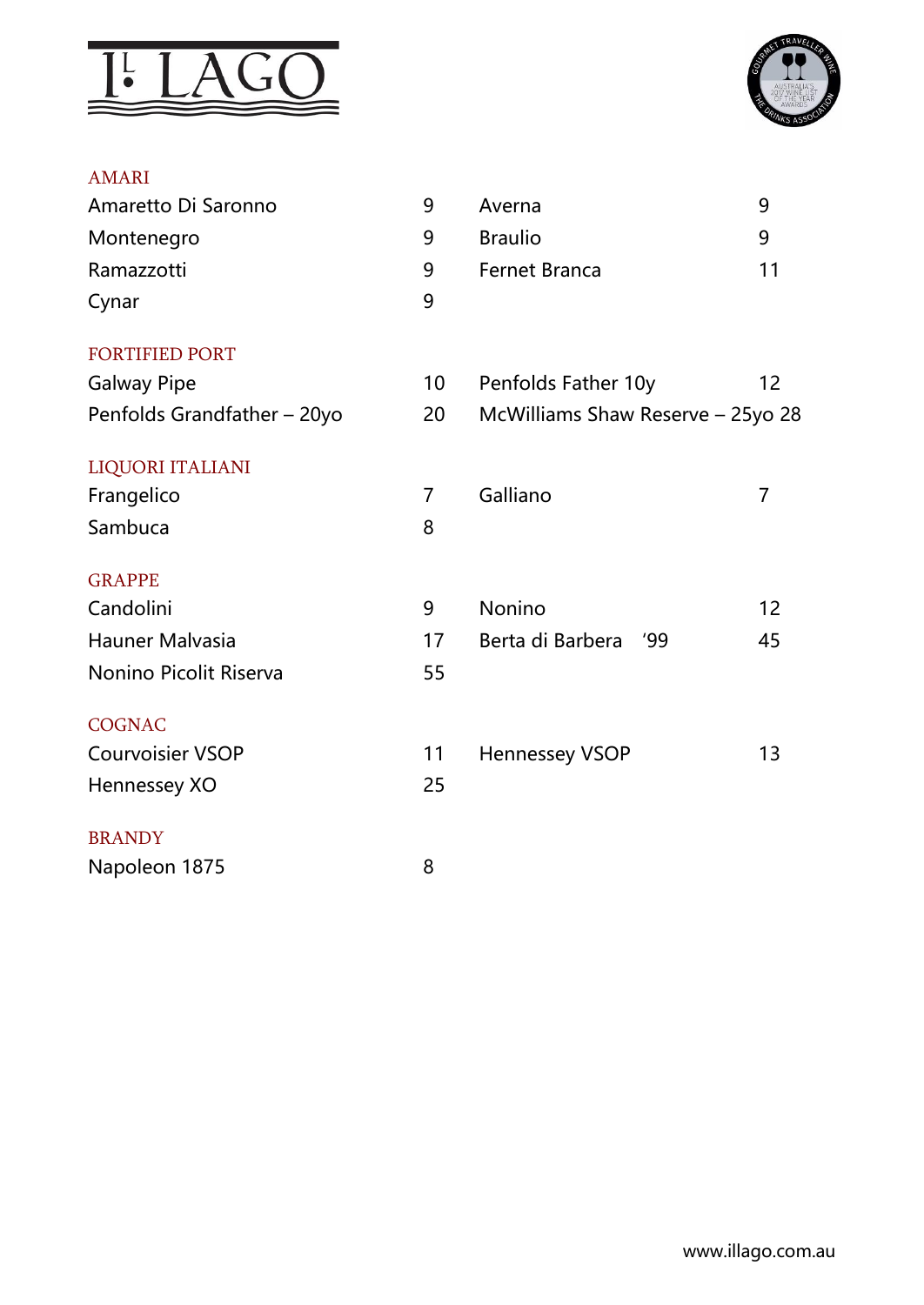# IL LAGO

## AMARI

| | | | |
|---|---|---|---|
| Amaretto Di Saronno | 9 | Averna | 9 |
| Montenegro | 9 | Braulio | 9 |
| Ramazzotti | 9 | Fernet Branca | 11 |
| Cynar | 9 | | |

## FORTIFIED PORT

| | | | |
|---|---|---|---|
| Galway Pipe | 10 | Penfolds Father 10y | 12 |
| Penfolds Grandfather – 20yo | 20 | McWilliams Shaw Reserve – 25yo | 28 |

## LIQUORI ITALIANI

| | | | |
|---|---|---|---|
| Frangelico | 7 | Galliano | 7 |
| Sambuca | 8 | | |

## GRAPPE

| | | | |
|---|---|---|---|
| Candolini | 9 | Nonino | 12 |
| Hauner Malvasia | 17 | Berta di Barbera '99 | 45 |
| Nonino Picolit Riserva | 55 | | |

## COGNAC

| | | | |
|---|---|---|---|
| Courvoisier VSOP | 11 | Hennessey VSOP | 13 |
| Hennessey XO | 25 | | |

## BRANDY

| | |
|---|---|
| Napoleon 1875 | 8 |

www.illago.com.au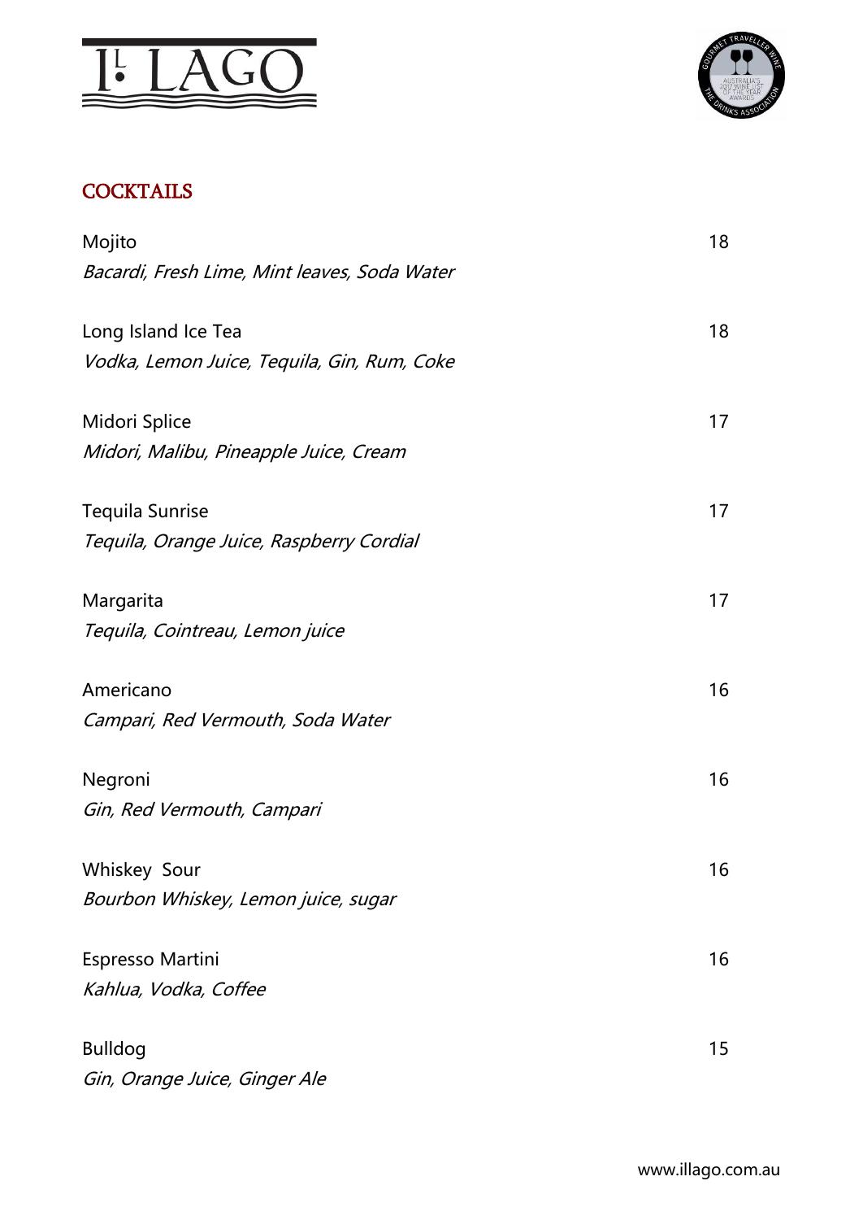# IL LAGO

## COCKTAILS

Mojito 18
*Bacardi, Fresh Lime, Mint leaves, Soda Water*

Long Island Ice Tea 18
*Vodka, Lemon Juice, Tequila, Gin, Rum, Coke*

Midori Splice 17
*Midori, Malibu, Pineapple Juice, Cream*

Tequila Sunrise 17
*Tequila, Orange Juice, Raspberry Cordial*

Margarita 17
*Tequila, Cointreau, Lemon juice*

Americano 16
*Campari, Red Vermouth, Soda Water*

Negroni 16
*Gin, Red Vermouth, Campari*

Whiskey Sour 16
*Bourbon Whiskey, Lemon juice, sugar*

Espresso Martini 16
*Kahlua, Vodka, Coffee*

Bulldog 15
*Gin, Orange Juice, Ginger Ale*

www.illago.com.au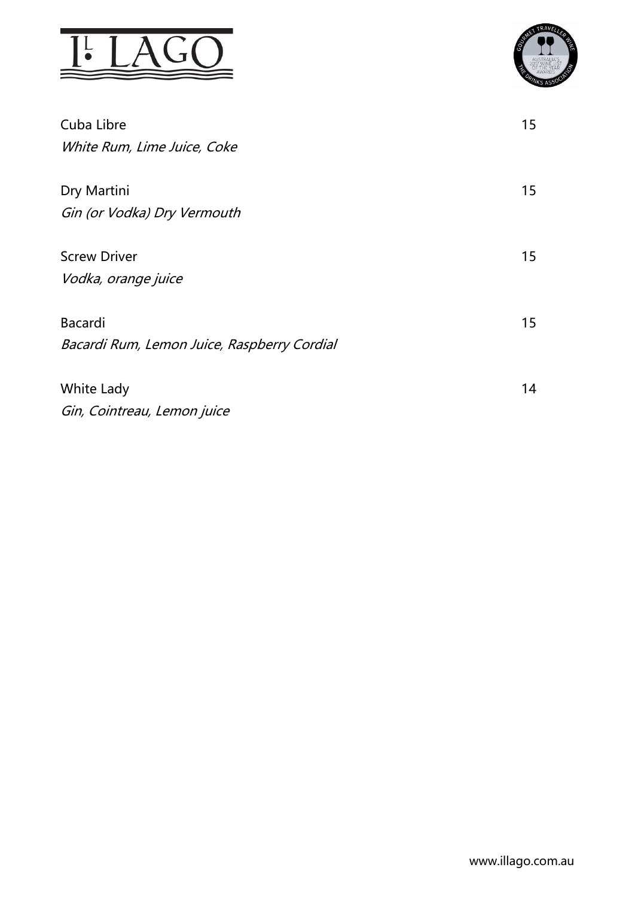Cuba Libre 15
*White Rum, Lime Juice, Coke*

Dry Martini 15
*Gin (or Vodka) Dry Vermouth*

Screw Driver 15
*Vodka, orange juice*

Bacardi 15
*Bacardi Rum, Lemon Juice, Raspberry Cordial*

White Lady 14
*Gin, Cointreau, Lemon juice*

www.illago.com.au